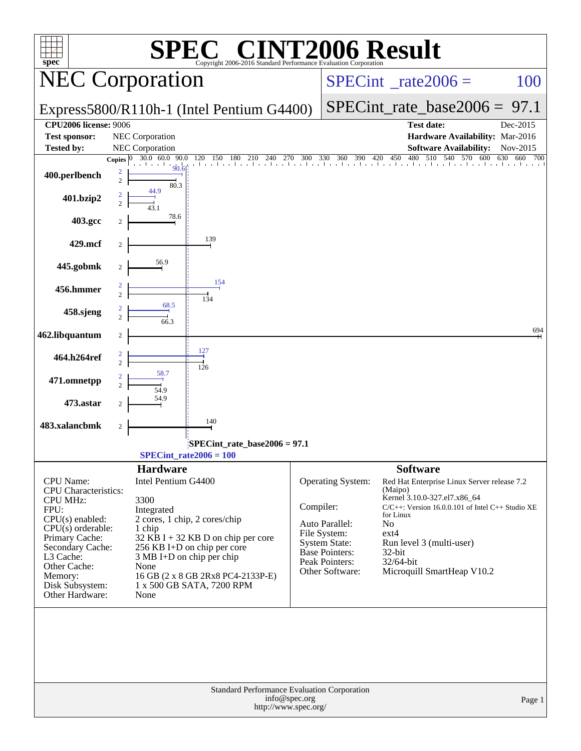# SPEC CINT2006 Result

Copyright 2006-2016 Standard Performance Evaluation Corporation

## NEC Corporation

Express5800/R110h-1 (Intel Pentium G4400)

SPECint_rate2006 = 100

SPECint_rate_base2006 = 97.1

| | | | |
|---|---|---|---|
| **CPU2006 license:** 9006 | | **Test date:** | Dec-2015 |
| **Test sponsor:** | NEC Corporation | **Hardware Availability:** | Mar-2016 |
| **Tested by:** | NEC Corporation | **Software Availability:** | Nov-2015 |

| Benchmark | Copies | Peak | Base |
|---|---|---|---|
| 400.perlbench | 2 | 90.6 | 80.3 |
| 401.bzip2 | 2 | 44.9 | 43.1 |
| 403.gcc | 2 | | 78.6 |
| 429.mcf | 2 | | 139 |
| 445.gobmk | 2 | | 56.9 |
| 456.hmmer | 2 | 154 | 134 |
| 458.sjeng | 2 | 68.5 | 66.3 |
| 462.libquantum | 2 | | 694 |
| 464.h264ref | 2 | 127 | 126 |
| 471.omnetpp | 2 | 58.7 | 54.9 |
| 473.astar | 2 | | 54.9 |
| 483.xalancbmk | 2 | | 140 |

SPECint_rate_base2006 = 97.1

SPECint_rate2006 = 100

### Hardware

| | |
|---|---|
| CPU Name: | Intel Pentium G4400 |
| CPU Characteristics: | |
| CPU MHz: | 3300 |
| FPU: | Integrated |
| CPU(s) enabled: | 2 cores, 1 chip, 2 cores/chip |
| CPU(s) orderable: | 1 chip |
| Primary Cache: | 32 KB I + 32 KB D on chip per core |
| Secondary Cache: | 256 KB I+D on chip per core |
| L3 Cache: | 3 MB I+D on chip per chip |
| Other Cache: | None |
| Memory: | 16 GB (2 x 8 GB 2Rx8 PC4-2133P-E) |
| Disk Subsystem: | 1 x 500 GB SATA, 7200 RPM |
| Other Hardware: | None |

### Software

| | |
|---|---|
| Operating System: | Red Hat Enterprise Linux Server release 7.2 (Maipo) Kernel 3.10.0-327.el7.x86_64 |
| Compiler: | C/C++: Version 16.0.0.101 of Intel C++ Studio XE for Linux |
| Auto Parallel: | No |
| File System: | ext4 |
| System State: | Run level 3 (multi-user) |
| Base Pointers: | 32-bit |
| Peak Pointers: | 32/64-bit |
| Other Software: | Microquill SmartHeap V10.2 |

Standard Performance Evaluation Corporation
info@spec.org
http://www.spec.org/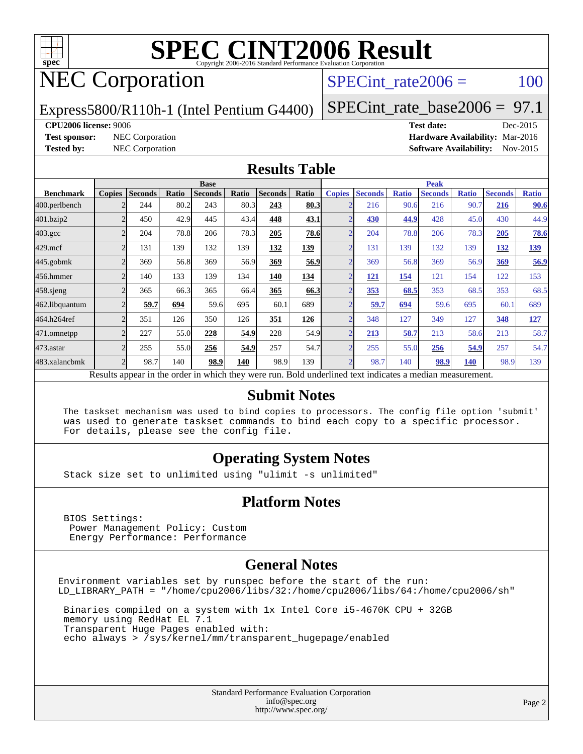# SPEC CINT2006 Result

Copyright 2006-2016 Standard Performance Evaluation Corporation

# NEC Corporation

Express5800/R110h-1 (Intel Pentium G4400)

SPECint_rate2006 = 100

SPECint_rate_base2006 = 97.1

**CPU2006 license:** 9006

**Test sponsor:** NEC Corporation

**Tested by:** NEC Corporation

**Test date:** Dec-2015

**Hardware Availability:** Mar-2016

**Software Availability:** Nov-2015

## Results Table

| Benchmark | Base | | | | | | | Peak | | | | | | |
|---|---|---|---|---|---|---|---|---|---|---|---|---|---|---|
| | Copies | Seconds | Ratio | Seconds | Ratio | Seconds | Ratio | Copies | Seconds | Ratio | Seconds | Ratio | Seconds | Ratio |
| 400.perlbench | 2 | 244 | 80.2 | 243 | 80.3 | **243** | **80.3** | 2 | 216 | 90.6 | 216 | 90.7 | **216** | **90.6** |
| 401.bzip2 | 2 | 450 | 42.9 | 445 | 43.4 | **448** | **43.1** | 2 | **430** | **44.9** | 428 | 45.0 | 430 | 44.9 |
| 403.gcc | 2 | 204 | 78.8 | 206 | 78.3 | **205** | **78.6** | 2 | 204 | 78.8 | 206 | 78.3 | **205** | **78.6** |
| 429.mcf | 2 | 131 | 139 | 132 | 139 | **132** | **139** | 2 | 131 | 139 | 132 | 139 | **132** | **139** |
| 445.gobmk | 2 | 369 | 56.8 | 369 | 56.9 | **369** | **56.9** | 2 | 369 | 56.8 | 369 | 56.9 | **369** | **56.9** |
| 456.hmmer | 2 | 140 | 133 | 139 | 134 | **140** | **134** | 2 | **121** | **154** | 121 | 154 | 122 | 153 |
| 458.sjeng | 2 | 365 | 66.3 | 365 | 66.4 | **365** | **66.3** | 2 | **353** | **68.5** | 353 | 68.5 | 353 | 68.5 |
| 462.libquantum | 2 | **59.7** | **694** | 59.6 | 695 | 60.1 | 689 | 2 | **59.7** | **694** | 59.6 | 695 | 60.1 | 689 |
| 464.h264ref | 2 | 351 | 126 | 350 | 126 | **351** | **126** | 2 | 348 | 127 | 349 | 127 | **348** | **127** |
| 471.omnetpp | 2 | 227 | 55.0 | **228** | **54.9** | 228 | 54.9 | 2 | **213** | **58.7** | 213 | 58.6 | 213 | 58.7 |
| 473.astar | 2 | 255 | 55.0 | **256** | **54.9** | 257 | 54.7 | 2 | 255 | 55.0 | **256** | **54.9** | 257 | 54.7 |
| 483.xalancbmk | 2 | 98.7 | 140 | **98.9** | **140** | 98.9 | 139 | 2 | 98.7 | 140 | **98.9** | **140** | 98.9 | 139 |

Results appear in the order in which they were run. Bold underlined text indicates a median measurement.

## Submit Notes

```
The taskset mechanism was used to bind copies to processors. The config file option 'submit'
was used to generate taskset commands to bind each copy to a specific processor.
For details, please see the config file.
```

## Operating System Notes

```
Stack size set to unlimited using "ulimit -s unlimited"
```

## Platform Notes

```
BIOS Settings:
 Power Management Policy: Custom
 Energy Performance: Performance
```

## General Notes

```
Environment variables set by runspec before the start of the run:
LD_LIBRARY_PATH = "/home/cpu2006/libs/32:/home/cpu2006/libs/64:/home/cpu2006/sh"

 Binaries compiled on a system with 1x Intel Core i5-4670K CPU + 32GB
 memory using RedHat EL 7.1
 Transparent Huge Pages enabled with:
 echo always > /sys/kernel/mm/transparent_hugepage/enabled
```

Standard Performance Evaluation Corporation
info@spec.org
http://www.spec.org/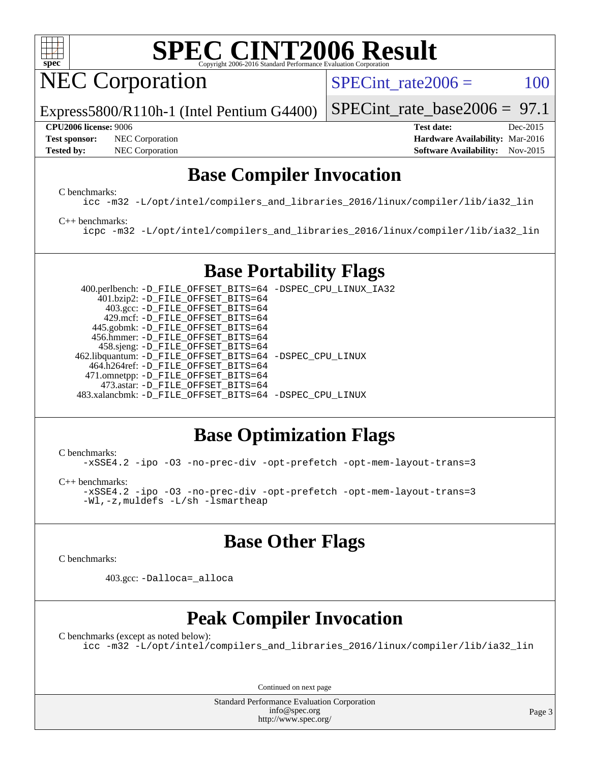# SPEC CINT2006 Result

## NEC Corporation

Express5800/R110h-1 (Intel Pentium G4400)

SPECint_rate2006 = 100

SPECint_rate_base2006 = 97.1

**CPU2006 license:** 9006
**Test sponsor:** NEC Corporation
**Tested by:** NEC Corporation

**Test date:** Dec-2015
**Hardware Availability:** Mar-2016
**Software Availability:** Nov-2015

## Base Compiler Invocation

C benchmarks:

```
icc -m32 -L/opt/intel/compilers_and_libraries_2016/linux/compiler/lib/ia32_lin
```

C++ benchmarks:

```
icpc -m32 -L/opt/intel/compilers_and_libraries_2016/linux/compiler/lib/ia32_lin
```

## Base Portability Flags

```
  400.perlbench: -D_FILE_OFFSET_BITS=64 -DSPEC_CPU_LINUX_IA32
      401.bzip2: -D_FILE_OFFSET_BITS=64
        403.gcc: -D_FILE_OFFSET_BITS=64
        429.mcf: -D_FILE_OFFSET_BITS=64
      445.gobmk: -D_FILE_OFFSET_BITS=64
     456.hmmer: -D_FILE_OFFSET_BITS=64
      458.sjeng: -D_FILE_OFFSET_BITS=64
462.libquantum: -D_FILE_OFFSET_BITS=64 -DSPEC_CPU_LINUX
    464.h264ref: -D_FILE_OFFSET_BITS=64
   471.omnetpp: -D_FILE_OFFSET_BITS=64
      473.astar: -D_FILE_OFFSET_BITS=64
483.xalancbmk: -D_FILE_OFFSET_BITS=64 -DSPEC_CPU_LINUX
```

## Base Optimization Flags

C benchmarks:

```
-xSSE4.2 -ipo -O3 -no-prec-div -opt-prefetch -opt-mem-layout-trans=3
```

C++ benchmarks:

```
-xSSE4.2 -ipo -O3 -no-prec-div -opt-prefetch -opt-mem-layout-trans=3
-Wl,-z,muldefs -L/sh -lsmartheap
```

## Base Other Flags

C benchmarks:

```
403.gcc: -Dalloca=_alloca
```

## Peak Compiler Invocation

C benchmarks (except as noted below):

```
icc -m32 -L/opt/intel/compilers_and_libraries_2016/linux/compiler/lib/ia32_lin
```

Continued on next page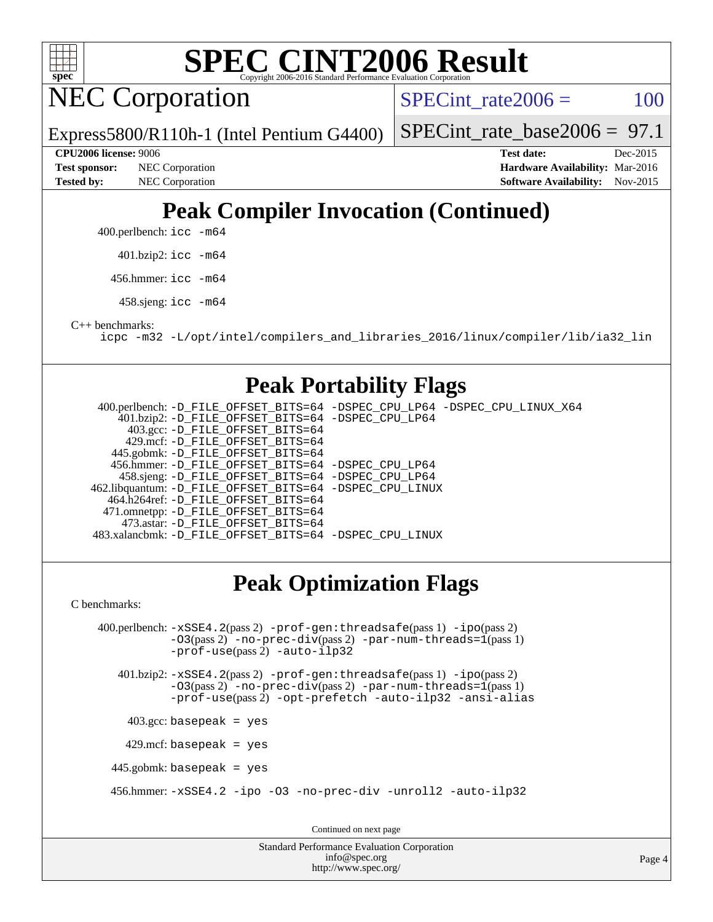# SPEC CINT2006 Result

## NEC Corporation

Express5800/R110h-1 (Intel Pentium G4400)

SPECint_rate2006 = 100

SPECint_rate_base2006 = 97.1

| | | | |
|---|---|---|---|
| **CPU2006 license:** 9006 | | **Test date:** | Dec-2015 |
| **Test sponsor:** | NEC Corporation | **Hardware Availability:** | Mar-2016 |
| **Tested by:** | NEC Corporation | **Software Availability:** | Nov-2015 |

## Peak Compiler Invocation (Continued)

400.perlbench: `icc -m64`

401.bzip2: `icc -m64`

456.hmmer: `icc -m64`

458.sjeng: `icc -m64`

C++ benchmarks:

`icpc -m32 -L/opt/intel/compilers_and_libraries_2016/linux/compiler/lib/ia32_lin`

## Peak Portability Flags

400.perlbench: `-D_FILE_OFFSET_BITS=64 -DSPEC_CPU_LP64 -DSPEC_CPU_LINUX_X64`
401.bzip2: `-D_FILE_OFFSET_BITS=64 -DSPEC_CPU_LP64`
403.gcc: `-D_FILE_OFFSET_BITS=64`
429.mcf: `-D_FILE_OFFSET_BITS=64`
445.gobmk: `-D_FILE_OFFSET_BITS=64`
456.hmmer: `-D_FILE_OFFSET_BITS=64 -DSPEC_CPU_LP64`
458.sjeng: `-D_FILE_OFFSET_BITS=64 -DSPEC_CPU_LP64`
462.libquantum: `-D_FILE_OFFSET_BITS=64 -DSPEC_CPU_LINUX`
464.h264ref: `-D_FILE_OFFSET_BITS=64`
471.omnetpp: `-D_FILE_OFFSET_BITS=64`
473.astar: `-D_FILE_OFFSET_BITS=64`
483.xalancbmk: `-D_FILE_OFFSET_BITS=64 -DSPEC_CPU_LINUX`

## Peak Optimization Flags

C benchmarks:

400.perlbench: `-xSSE4.2`(pass 2) `-prof-gen:threadsafe`(pass 1) `-ipo`(pass 2) `-O3`(pass 2) `-no-prec-div`(pass 2) `-par-num-threads=1`(pass 1) `-prof-use`(pass 2) `-auto-ilp32`

401.bzip2: `-xSSE4.2`(pass 2) `-prof-gen:threadsafe`(pass 1) `-ipo`(pass 2) `-O3`(pass 2) `-no-prec-div`(pass 2) `-par-num-threads=1`(pass 1) `-prof-use`(pass 2) `-opt-prefetch -auto-ilp32 -ansi-alias`

403.gcc: `basepeak = yes`

429.mcf: `basepeak = yes`

445.gobmk: `basepeak = yes`

456.hmmer: `-xSSE4.2 -ipo -O3 -no-prec-div -unroll2 -auto-ilp32`

Continued on next page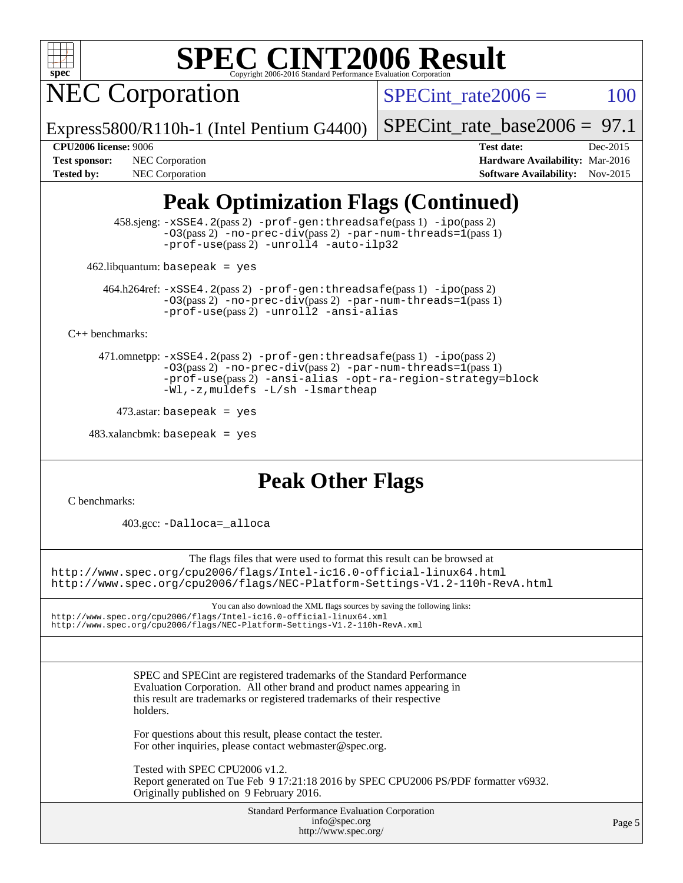# SPEC CINT2006 Result

Copyright 2006-2016 Standard Performance Evaluation Corporation

## NEC Corporation

Express5800/R110h-1 (Intel Pentium G4400)

SPECint_rate2006 = 100

SPECint_rate_base2006 = 97.1

**CPU2006 license:** 9006
**Test sponsor:** NEC Corporation
**Tested by:** NEC Corporation

**Test date:** Dec-2015
**Hardware Availability:** Mar-2016
**Software Availability:** Nov-2015

## Peak Optimization Flags (Continued)

458.sjeng: -xSSE4.2(pass 2) -prof-gen:threadsafe(pass 1) -ipo(pass 2) -O3(pass 2) -no-prec-div(pass 2) -par-num-threads=1(pass 1) -prof-use(pass 2) -unroll4 -auto-ilp32

462.libquantum: basepeak = yes

464.h264ref: -xSSE4.2(pass 2) -prof-gen:threadsafe(pass 1) -ipo(pass 2) -O3(pass 2) -no-prec-div(pass 2) -par-num-threads=1(pass 1) -prof-use(pass 2) -unroll2 -ansi-alias

C++ benchmarks:

471.omnetpp: -xSSE4.2(pass 2) -prof-gen:threadsafe(pass 1) -ipo(pass 2) -O3(pass 2) -no-prec-div(pass 2) -par-num-threads=1(pass 1) -prof-use(pass 2) -ansi-alias -opt-ra-region-strategy=block -Wl,-z,muldefs -L/sh -lsmartheap

473.astar: basepeak = yes

483.xalancbmk: basepeak = yes

## Peak Other Flags

C benchmarks:

403.gcc: -Dalloca=_alloca

The flags files that were used to format this result can be browsed at
http://www.spec.org/cpu2006/flags/Intel-ic16.0-official-linux64.html
http://www.spec.org/cpu2006/flags/NEC-Platform-Settings-V1.2-110h-RevA.html

You can also download the XML flags sources by saving the following links:
http://www.spec.org/cpu2006/flags/Intel-ic16.0-official-linux64.xml
http://www.spec.org/cpu2006/flags/NEC-Platform-Settings-V1.2-110h-RevA.xml

SPEC and SPECint are registered trademarks of the Standard Performance Evaluation Corporation. All other brand and product names appearing in this result are trademarks or registered trademarks of their respective holders.

For questions about this result, please contact the tester.
For other inquiries, please contact webmaster@spec.org.

Tested with SPEC CPU2006 v1.2.
Report generated on Tue Feb 9 17:21:18 2016 by SPEC CPU2006 PS/PDF formatter v6932.
Originally published on 9 February 2016.

Standard Performance Evaluation Corporation
info@spec.org
http://www.spec.org/